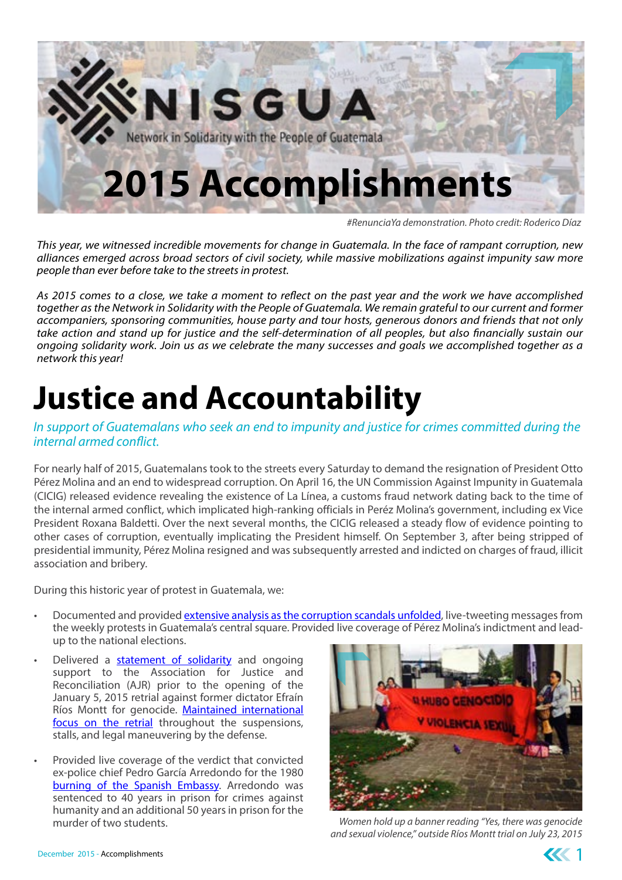# NISGUA

Network in Solidarity with the People of Guatemala

# 2015 Accomplishments

*#RenunciaYa demonstration. Photo credit: Roderico Díaz*

*This year, we witnessed incredible movements for change in Guatemala. In the face of rampant corruption, new alliances emerged across broad sectors of civil society, while massive mobilizations against impunity saw more people than ever before take to the streets in protest.*

*As 2015 comes to a close, we take a moment to reflect on the past year and the work we have accomplished together as the Network in Solidarity with the People of Guatemala. We remain grateful to our current and former accompaniers, sponsoring communities, house party and tour hosts, generous donors and friends that not only take action and stand up for justice and the self-determination of all peoples, but also financially sustain our ongoing solidarity work. Join us as we celebrate the many successes and goals we accomplished together as a network this year!*

# Justice and Accountability

*In support of Guatemalans who seek an end to impunity and justice for crimes committed during the internal armed conflict.*

For nearly half of 2015, Guatemalans took to the streets every Saturday to demand the resignation of President Otto Pérez Molina and an end to widespread corruption. On April 16, the UN Commission Against Impunity in Guatemala (CICIG) released evidence revealing the existence of La Línea, a customs fraud network dating back to the time of the internal armed conflict, which implicated high-ranking officials in Peréz Molina's government, including ex Vice President Roxana Baldetti. Over the next several months, the CICIG released a steady flow of evidence pointing to other cases of corruption, eventually implicating the President himself. On September 3, after being stripped of presidential immunity, Pérez Molina resigned and was subsequently arrested and indicted on charges of fraud, illicit association and bribery.

During this historic year of protest in Guatemala, we:

- Documented and provided extensive analysis as the corruption scandals unfolded, live-tweeting messages from the weekly protests in Guatemala's central square. Provided live coverage of Pérez Molina's indictment and lead-up to the national elections.
- Delivered a statement of solidarity and ongoing support to the Association for Justice and Reconciliation (AJR) prior to the opening of the January 5, 2015 retrial against former dictator Efraín Ríos Montt for genocide. Maintained international focus on the retrial throughout the suspensions, stalls, and legal maneuvering by the defense.
- Provided live coverage of the verdict that convicted ex-police chief Pedro García Arredondo for the 1980 burning of the Spanish Embassy. Arredondo was sentenced to 40 years in prison for crimes against humanity and an additional 50 years in prison for the murder of two students.

*Women hold up a banner reading "Yes, there was genocide and sexual violence," outside Ríos Montt trial on July 23, 2015*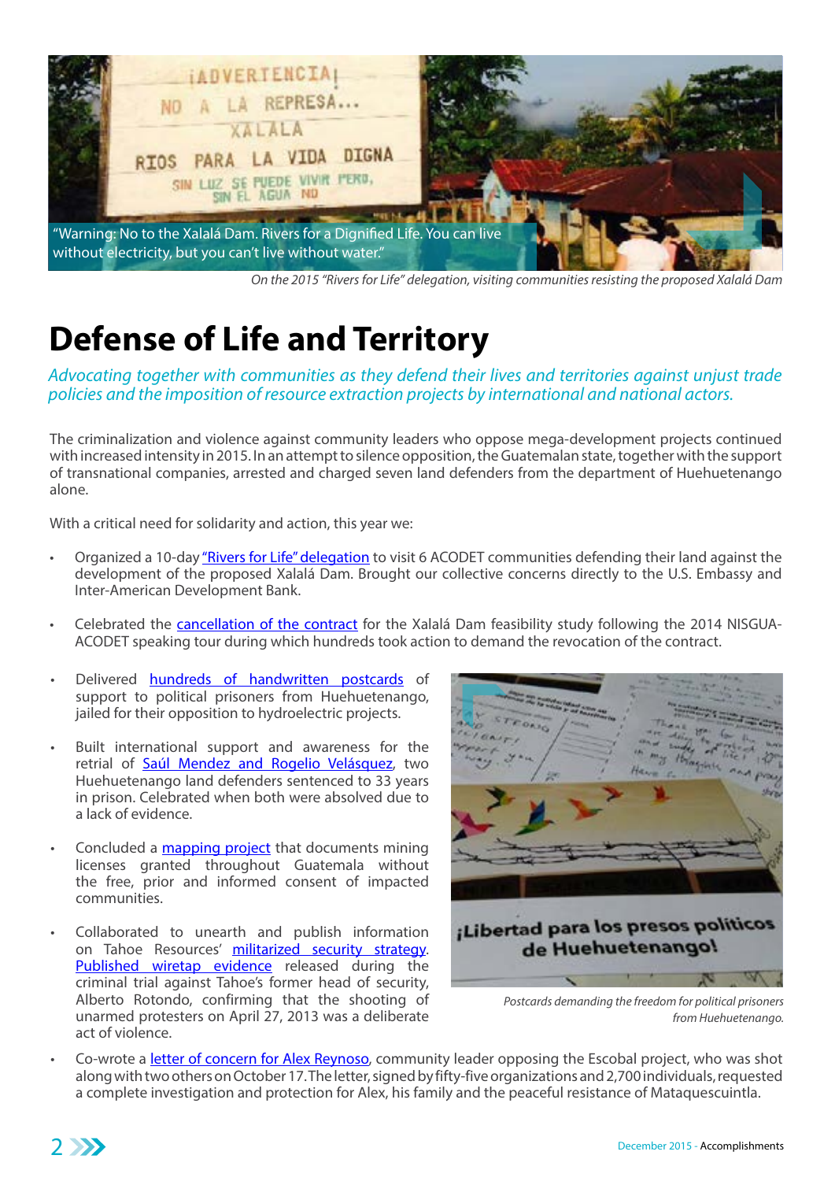"Warning: No to the Xalalá Dam. Rivers for a Dignified Life. You can live without electricity, but you can't live without water."

*On the 2015 "Rivers for Life" delegation, visiting communities resisting the proposed Xalalá Dam*

# Defense of Life and Territory

*Advocating together with communities as they defend their lives and territories against unjust trade policies and the imposition of resource extraction projects by international and national actors.*

The criminalization and violence against community leaders who oppose mega-development projects continued with increased intensity in 2015. In an attempt to silence opposition, the Guatemalan state, together with the support of transnational companies, arrested and charged seven land defenders from the department of Huehuetenango alone.

With a critical need for solidarity and action, this year we:

- Organized a 10-day "Rivers for Life" delegation to visit 6 ACODET communities defending their land against the development of the proposed Xalalá Dam. Brought our collective concerns directly to the U.S. Embassy and Inter-American Development Bank.
- Celebrated the cancellation of the contract for the Xalalá Dam feasibility study following the 2014 NISGUA-ACODET speaking tour during which hundreds took action to demand the revocation of the contract.
- Delivered hundreds of handwritten postcards of support to political prisoners from Huehuetenango, jailed for their opposition to hydroelectric projects.
- Built international support and awareness for the retrial of Saúl Mendez and Rogelio Velásquez, two Huehuetenango land defenders sentenced to 33 years in prison. Celebrated when both were absolved due to a lack of evidence.
- Concluded a mapping project that documents mining licenses granted throughout Guatemala without the free, prior and informed consent of impacted communities.
- Collaborated to unearth and publish information on Tahoe Resources' militarized security strategy. Published wiretap evidence released during the criminal trial against Tahoe's former head of security, Alberto Rotondo, confirming that the shooting of unarmed protesters on April 27, 2013 was a deliberate act of violence.
- Co-wrote a letter of concern for Alex Reynoso, community leader opposing the Escobal project, who was shot along with two others on October 17. The letter, signed by fifty-five organizations and 2,700 individuals, requested a complete investigation and protection for Alex, his family and the peaceful resistance of Mataquescuintla.

¡Libertad para los presos políticos de Huehuetenango!

*Postcards demanding the freedom for political prisoners from Huehuetenango.*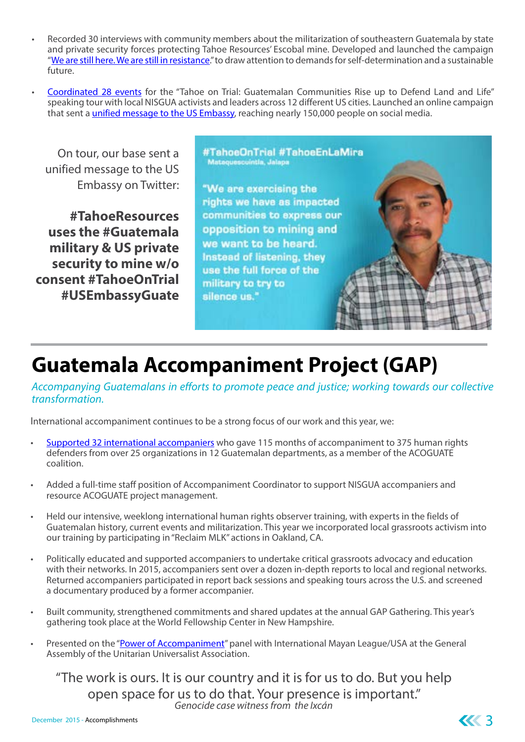- Recorded 30 interviews with community members about the militarization of southeastern Guatemala by state and private security forces protecting Tahoe Resources' Escobal mine. Developed and launched the campaign "We are still here. We are still in resistance." to draw attention to demands for self-determination and a sustainable future.

- Coordinated 28 events for the "Tahoe on Trial: Guatemalan Communities Rise up to Defend Land and Life" speaking tour with local NISGUA activists and leaders across 12 different US cities. Launched an online campaign that sent a unified message to the US Embassy, reaching nearly 150,000 people on social media.

On tour, our base sent a unified message to the US Embassy on Twitter:

**#TahoeResources uses the #Guatemala military & US private security to mine w/o consent #TahoeOnTrial #USEmbassyGuate**

#TahoeOnTrial #TahoeEnLaMira
Mataquescuintla, Jalapa

"We are exercising the rights we have as impacted communities to express our opposition to mining and we want to be heard. Instead of listening, they use the full force of the military to try to silence us."

# Guatemala Accompaniment Project (GAP)

*Accompanying Guatemalans in efforts to promote peace and justice; working towards our collective transformation.*

International accompaniment continues to be a strong focus of our work and this year, we:

- Supported 32 international accompaniers who gave 115 months of accompaniment to 375 human rights defenders from over 25 organizations in 12 Guatemalan departments, as a member of the ACOGUATE coalition.

- Added a full-time staff position of Accompaniment Coordinator to support NISGUA accompaniers and resource ACOGUATE project management.

- Held our intensive, weeklong international human rights observer training, with experts in the fields of Guatemalan history, current events and militarization. This year we incorporated local grassroots activism into our training by participating in "Reclaim MLK" actions in Oakland, CA.

- Politically educated and supported accompaniers to undertake critical grassroots advocacy and education with their networks. In 2015, accompaniers sent over a dozen in-depth reports to local and regional networks. Returned accompaniers participated in report back sessions and speaking tours across the U.S. and screened a documentary produced by a former accompanier.

- Built community, strengthened commitments and shared updates at the annual GAP Gathering. This year's gathering took place at the World Fellowship Center in New Hampshire.

- Presented on the "Power of Accompaniment" panel with International Mayan League/USA at the General Assembly of the Unitarian Universalist Association.

"The work is ours. It is our country and it is for us to do. But you help open space for us to do that. Your presence is important."
*Genocide case witness from the Ixcán*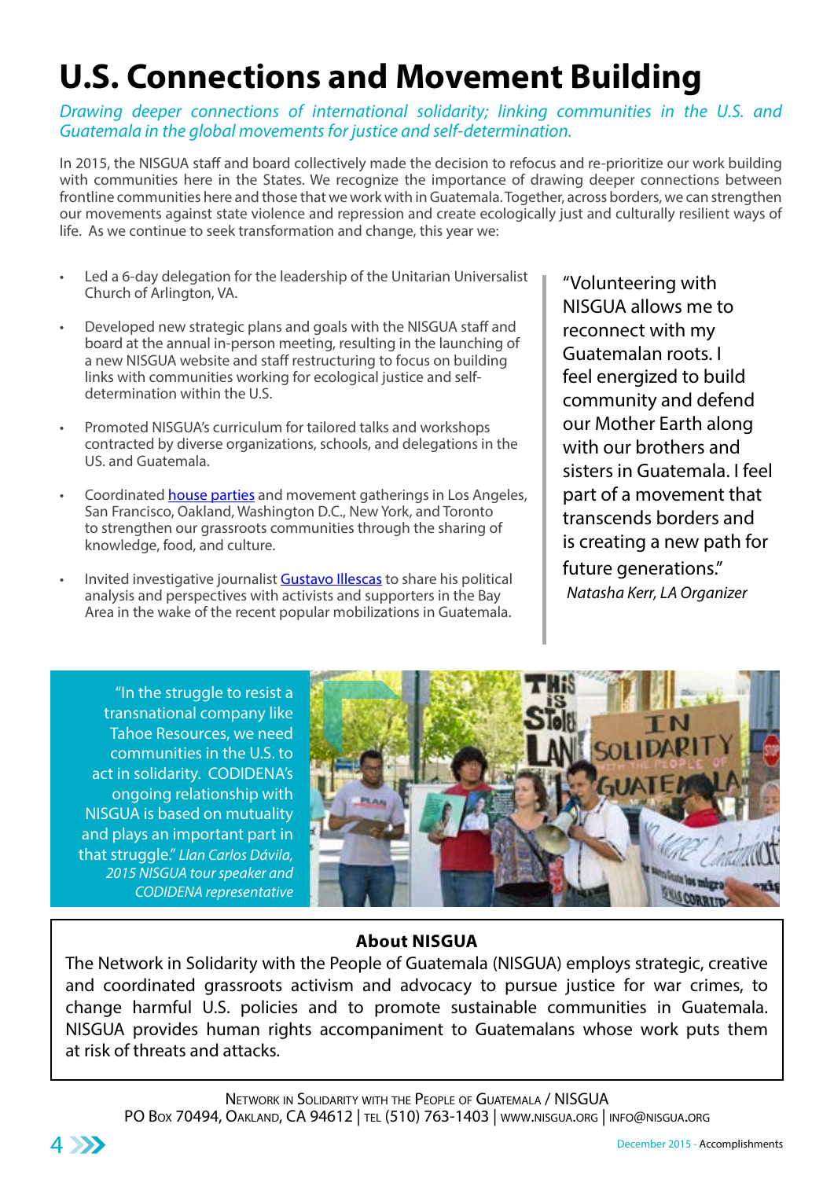# U.S. Connections and Movement Building

*Drawing deeper connections of international solidarity; linking communities in the U.S. and Guatemala in the global movements for justice and self-determination.*

In 2015, the NISGUA staff and board collectively made the decision to refocus and re-prioritize our work building with communities here in the States. We recognize the importance of drawing deeper connections between frontline communities here and those that we work with in Guatemala. Together, across borders, we can strengthen our movements against state violence and repression and create ecologically just and culturally resilient ways of life. As we continue to seek transformation and change, this year we:

- Led a 6-day delegation for the leadership of the Unitarian Universalist Church of Arlington, VA.
- Developed new strategic plans and goals with the NISGUA staff and board at the annual in-person meeting, resulting in the launching of a new NISGUA website and staff restructuring to focus on building links with communities working for ecological justice and self-determination within the U.S.
- Promoted NISGUA's curriculum for tailored talks and workshops contracted by diverse organizations, schools, and delegations in the US. and Guatemala.
- Coordinated house parties and movement gatherings in Los Angeles, San Francisco, Oakland, Washington D.C., New York, and Toronto to strengthen our grassroots communities through the sharing of knowledge, food, and culture.
- Invited investigative journalist Gustavo Illescas to share his political analysis and perspectives with activists and supporters in the Bay Area in the wake of the recent popular mobilizations in Guatemala.

"Volunteering with NISGUA allows me to reconnect with my Guatemalan roots. I feel energized to build community and defend our Mother Earth along with our brothers and sisters in Guatemala. I feel part of a movement that transcends borders and is creating a new path for future generations." *Natasha Kerr, LA Organizer*

"In the struggle to resist a transnational company like Tahoe Resources, we need communities in the U.S. to act in solidarity. CODIDENA's ongoing relationship with NISGUA is based on mutuality and plays an important part in that struggle." *Llan Carlos Dávila, 2015 NISGUA tour speaker and CODIDENA representative*

**About NISGUA**

The Network in Solidarity with the People of Guatemala (NISGUA) employs strategic, creative and coordinated grassroots activism and advocacy to pursue justice for war crimes, to change harmful U.S. policies and to promote sustainable communities in Guatemala. NISGUA provides human rights accompaniment to Guatemalans whose work puts them at risk of threats and attacks.

Network in Solidarity with the People of Guatemala / NISGUA
PO Box 70494, Oakland, CA 94612 | tel (510) 763-1403 | www.nisgua.org | info@nisgua.org